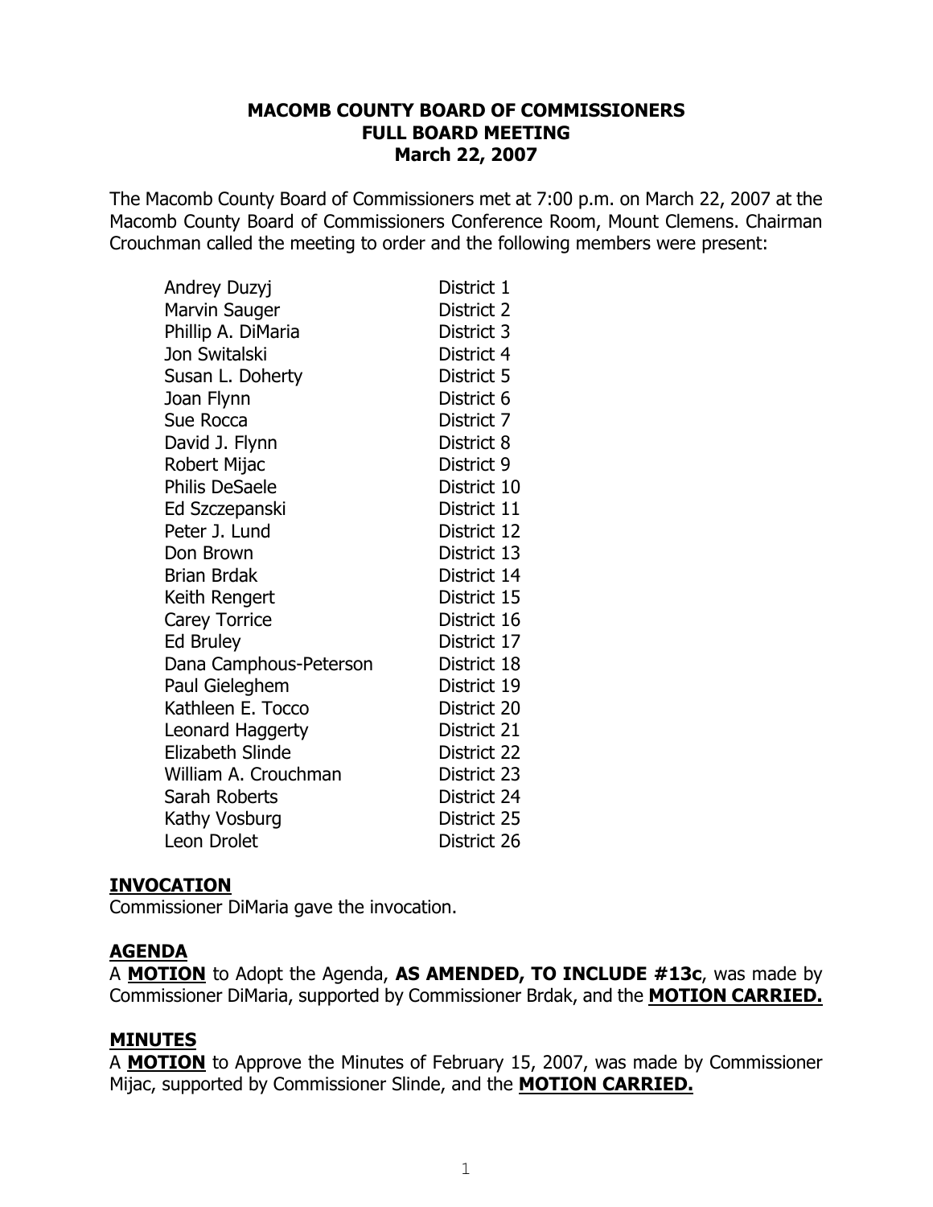# MACOMB COUNTY BOARD OF COMMISSIONERS
## FULL BOARD MEETING
### March 22, 2007

The Macomb County Board of Commissioners met at 7:00 p.m. on March 22, 2007 at the Macomb County Board of Commissioners Conference Room, Mount Clemens. Chairman Crouchman called the meeting to order and the following members were present:

| | |
|---|---|
| Andrey Duzyj | District 1 |
| Marvin Sauger | District 2 |
| Phillip A. DiMaria | District 3 |
| Jon Switalski | District 4 |
| Susan L. Doherty | District 5 |
| Joan Flynn | District 6 |
| Sue Rocca | District 7 |
| David J. Flynn | District 8 |
| Robert Mijac | District 9 |
| Philis DeSaele | District 10 |
| Ed Szczepanski | District 11 |
| Peter J. Lund | District 12 |
| Don Brown | District 13 |
| Brian Brdak | District 14 |
| Keith Rengert | District 15 |
| Carey Torrice | District 16 |
| Ed Bruley | District 17 |
| Dana Camphous-Peterson | District 18 |
| Paul Gieleghem | District 19 |
| Kathleen E. Tocco | District 20 |
| Leonard Haggerty | District 21 |
| Elizabeth Slinde | District 22 |
| William A. Crouchman | District 23 |
| Sarah Roberts | District 24 |
| Kathy Vosburg | District 25 |
| Leon Drolet | District 26 |

**INVOCATION**

Commissioner DiMaria gave the invocation.

**AGENDA**

A **MOTION** to Adopt the Agenda, **AS AMENDED, TO INCLUDE #13c**, was made by Commissioner DiMaria, supported by Commissioner Brdak, and the **MOTION CARRIED.**

**MINUTES**

A **MOTION** to Approve the Minutes of February 15, 2007, was made by Commissioner Mijac, supported by Commissioner Slinde, and the **MOTION CARRIED.**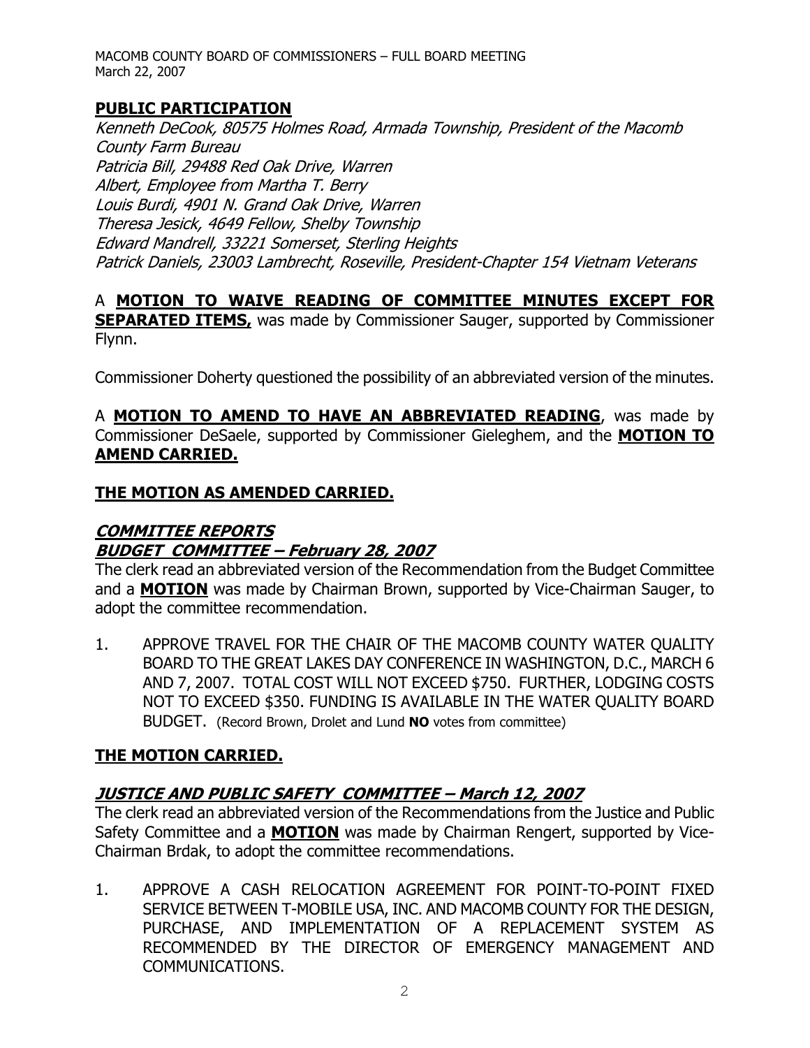## PUBLIC PARTICIPATION

*Kenneth DeCook, 80575 Holmes Road, Armada Township, President of the Macomb County Farm Bureau*
*Patricia Bill, 29488 Red Oak Drive, Warren*
*Albert, Employee from Martha T. Berry*
*Louis Burdi, 4901 N. Grand Oak Drive, Warren*
*Theresa Jesick, 4649 Fellow, Shelby Township*
*Edward Mandrell, 33221 Somerset, Sterling Heights*
*Patrick Daniels, 23003 Lambrecht, Roseville, President-Chapter 154 Vietnam Veterans*

A **MOTION TO WAIVE READING OF COMMITTEE MINUTES EXCEPT FOR SEPARATED ITEMS,** was made by Commissioner Sauger, supported by Commissioner Flynn.

Commissioner Doherty questioned the possibility of an abbreviated version of the minutes.

A **MOTION TO AMEND TO HAVE AN ABBREVIATED READING**, was made by Commissioner DeSaele, supported by Commissioner Gieleghem, and the **MOTION TO AMEND CARRIED.**

**THE MOTION AS AMENDED CARRIED.**

## *COMMITTEE REPORTS*

### *BUDGET COMMITTEE – February 28, 2007*

The clerk read an abbreviated version of the Recommendation from the Budget Committee and a **MOTION** was made by Chairman Brown, supported by Vice-Chairman Sauger, to adopt the committee recommendation.

1. APPROVE TRAVEL FOR THE CHAIR OF THE MACOMB COUNTY WATER QUALITY BOARD TO THE GREAT LAKES DAY CONFERENCE IN WASHINGTON, D.C., MARCH 6 AND 7, 2007. TOTAL COST WILL NOT EXCEED $750. FURTHER, LODGING COSTS NOT TO EXCEED $350. FUNDING IS AVAILABLE IN THE WATER QUALITY BOARD BUDGET. (Record Brown, Drolet and Lund **NO** votes from committee)

**THE MOTION CARRIED.**

### *JUSTICE AND PUBLIC SAFETY COMMITTEE – March 12, 2007*

The clerk read an abbreviated version of the Recommendations from the Justice and Public Safety Committee and a **MOTION** was made by Chairman Rengert, supported by Vice-Chairman Brdak, to adopt the committee recommendations.

1. APPROVE A CASH RELOCATION AGREEMENT FOR POINT-TO-POINT FIXED SERVICE BETWEEN T-MOBILE USA, INC. AND MACOMB COUNTY FOR THE DESIGN, PURCHASE, AND IMPLEMENTATION OF A REPLACEMENT SYSTEM AS RECOMMENDED BY THE DIRECTOR OF EMERGENCY MANAGEMENT AND COMMUNICATIONS.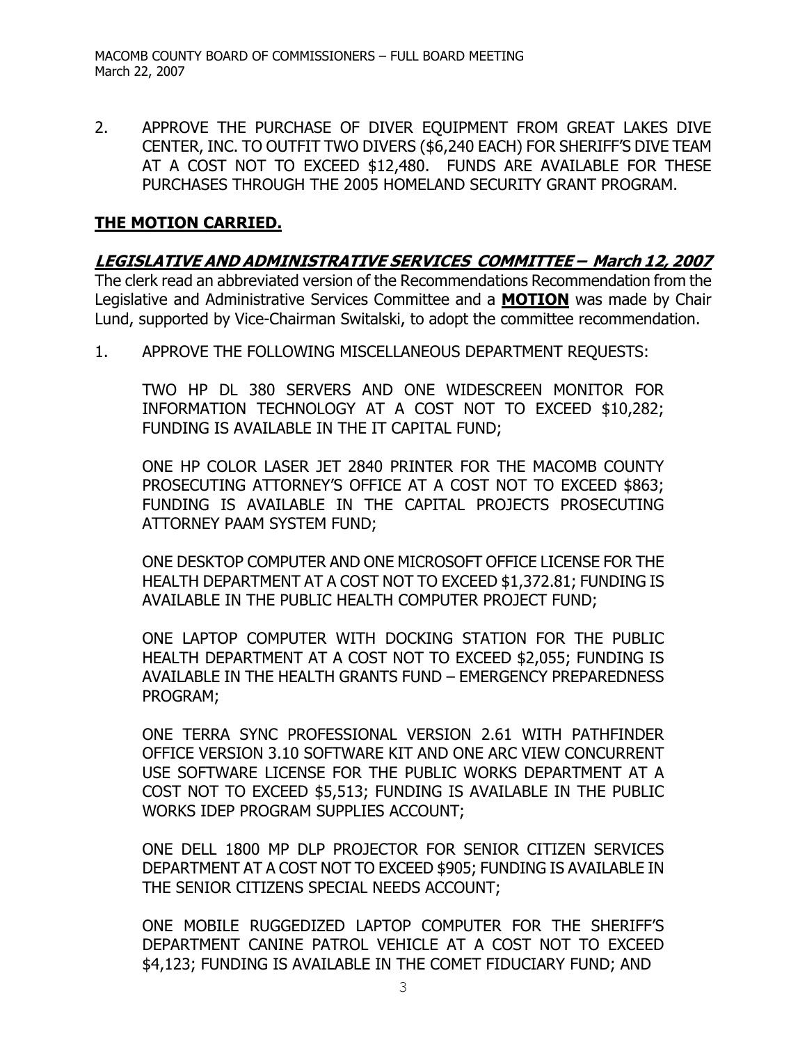2. APPROVE THE PURCHASE OF DIVER EQUIPMENT FROM GREAT LAKES DIVE CENTER, INC. TO OUTFIT TWO DIVERS ($6,240 EACH) FOR SHERIFF'S DIVE TEAM AT A COST NOT TO EXCEED $12,480. FUNDS ARE AVAILABLE FOR THESE PURCHASES THROUGH THE 2005 HOMELAND SECURITY GRANT PROGRAM.

**THE MOTION CARRIED.**

***LEGISLATIVE AND ADMINISTRATIVE SERVICES COMMITTEE – March 12, 2007***

The clerk read an abbreviated version of the Recommendations Recommendation from the Legislative and Administrative Services Committee and a **MOTION** was made by Chair Lund, supported by Vice-Chairman Switalski, to adopt the committee recommendation.

1. APPROVE THE FOLLOWING MISCELLANEOUS DEPARTMENT REQUESTS:

   TWO HP DL 380 SERVERS AND ONE WIDESCREEN MONITOR FOR INFORMATION TECHNOLOGY AT A COST NOT TO EXCEED $10,282; FUNDING IS AVAILABLE IN THE IT CAPITAL FUND;

   ONE HP COLOR LASER JET 2840 PRINTER FOR THE MACOMB COUNTY PROSECUTING ATTORNEY'S OFFICE AT A COST NOT TO EXCEED $863; FUNDING IS AVAILABLE IN THE CAPITAL PROJECTS PROSECUTING ATTORNEY PAAM SYSTEM FUND;

   ONE DESKTOP COMPUTER AND ONE MICROSOFT OFFICE LICENSE FOR THE HEALTH DEPARTMENT AT A COST NOT TO EXCEED $1,372.81; FUNDING IS AVAILABLE IN THE PUBLIC HEALTH COMPUTER PROJECT FUND;

   ONE LAPTOP COMPUTER WITH DOCKING STATION FOR THE PUBLIC HEALTH DEPARTMENT AT A COST NOT TO EXCEED $2,055; FUNDING IS AVAILABLE IN THE HEALTH GRANTS FUND – EMERGENCY PREPAREDNESS PROGRAM;

   ONE TERRA SYNC PROFESSIONAL VERSION 2.61 WITH PATHFINDER OFFICE VERSION 3.10 SOFTWARE KIT AND ONE ARC VIEW CONCURRENT USE SOFTWARE LICENSE FOR THE PUBLIC WORKS DEPARTMENT AT A COST NOT TO EXCEED $5,513; FUNDING IS AVAILABLE IN THE PUBLIC WORKS IDEP PROGRAM SUPPLIES ACCOUNT;

   ONE DELL 1800 MP DLP PROJECTOR FOR SENIOR CITIZEN SERVICES DEPARTMENT AT A COST NOT TO EXCEED $905; FUNDING IS AVAILABLE IN THE SENIOR CITIZENS SPECIAL NEEDS ACCOUNT;

   ONE MOBILE RUGGEDIZED LAPTOP COMPUTER FOR THE SHERIFF'S DEPARTMENT CANINE PATROL VEHICLE AT A COST NOT TO EXCEED $4,123; FUNDING IS AVAILABLE IN THE COMET FIDUCIARY FUND; AND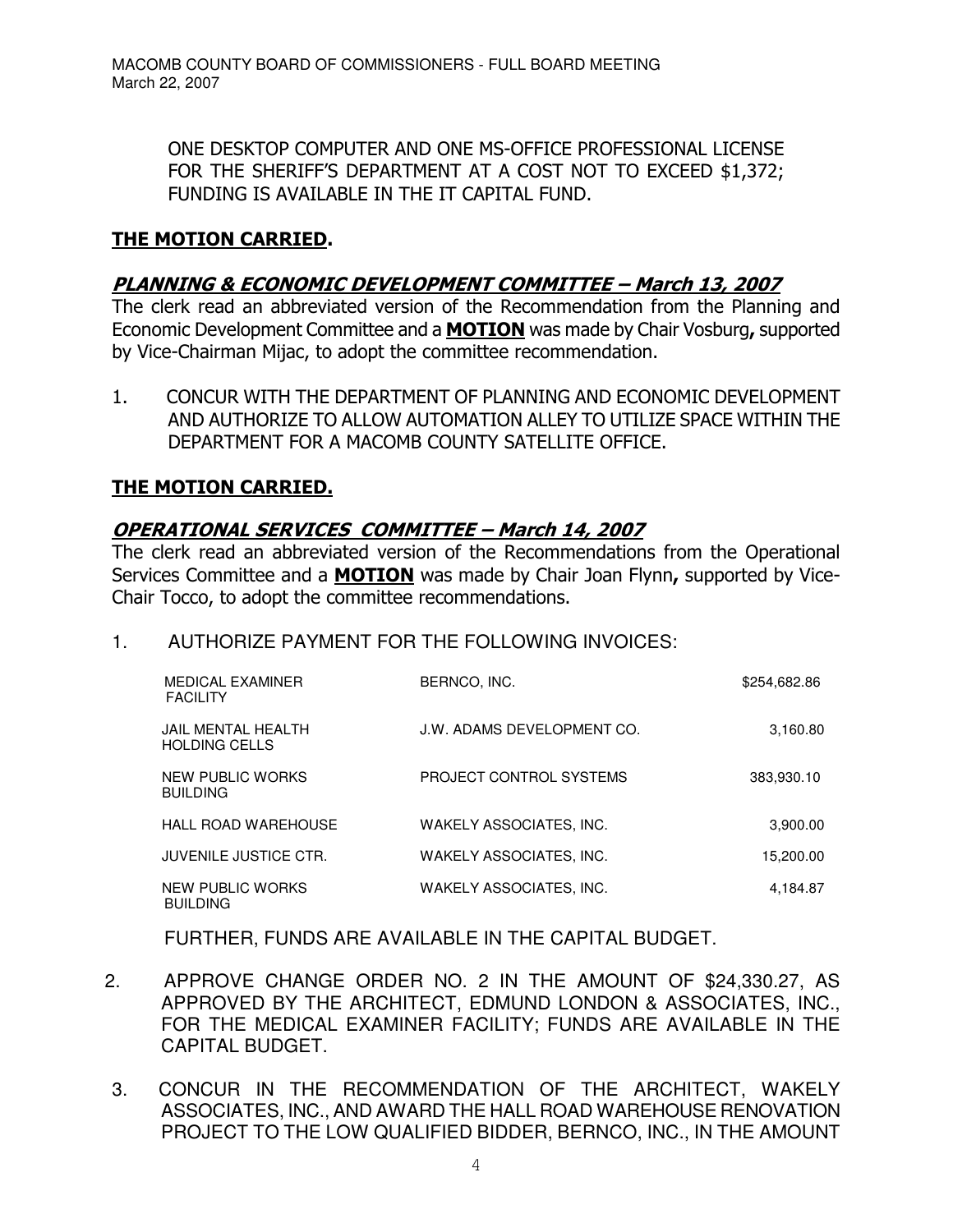ONE DESKTOP COMPUTER AND ONE MS-OFFICE PROFESSIONAL LICENSE FOR THE SHERIFF'S DEPARTMENT AT A COST NOT TO EXCEED $1,372; FUNDING IS AVAILABLE IN THE IT CAPITAL FUND.

**THE MOTION CARRIED.**

## *PLANNING & ECONOMIC DEVELOPMENT COMMITTEE – March 13, 2007*

The clerk read an abbreviated version of the Recommendation from the Planning and Economic Development Committee and a **MOTION** was made by Chair Vosburg**,** supported by Vice-Chairman Mijac, to adopt the committee recommendation.

1. CONCUR WITH THE DEPARTMENT OF PLANNING AND ECONOMIC DEVELOPMENT AND AUTHORIZE TO ALLOW AUTOMATION ALLEY TO UTILIZE SPACE WITHIN THE DEPARTMENT FOR A MACOMB COUNTY SATELLITE OFFICE.

**THE MOTION CARRIED.**

## *OPERATIONAL SERVICES COMMITTEE – March 14, 2007*

The clerk read an abbreviated version of the Recommendations from the Operational Services Committee and a **MOTION** was made by Chair Joan Flynn**,** supported by Vice-Chair Tocco, to adopt the committee recommendations.

1. AUTHORIZE PAYMENT FOR THE FOLLOWING INVOICES:

| | | |
|---|---|---|
| MEDICAL EXAMINER FACILITY | BERNCO, INC. | $254,682.86 |
| JAIL MENTAL HEALTH HOLDING CELLS | J.W. ADAMS DEVELOPMENT CO. | 3,160.80 |
| NEW PUBLIC WORKS BUILDING | PROJECT CONTROL SYSTEMS | 383,930.10 |
| HALL ROAD WAREHOUSE | WAKELY ASSOCIATES, INC. | 3,900.00 |
| JUVENILE JUSTICE CTR. | WAKELY ASSOCIATES, INC. | 15,200.00 |
| NEW PUBLIC WORKS BUILDING | WAKELY ASSOCIATES, INC. | 4,184.87 |

FURTHER, FUNDS ARE AVAILABLE IN THE CAPITAL BUDGET.

2. APPROVE CHANGE ORDER NO. 2 IN THE AMOUNT OF $24,330.27, AS APPROVED BY THE ARCHITECT, EDMUND LONDON & ASSOCIATES, INC., FOR THE MEDICAL EXAMINER FACILITY; FUNDS ARE AVAILABLE IN THE CAPITAL BUDGET.

3. CONCUR IN THE RECOMMENDATION OF THE ARCHITECT, WAKELY ASSOCIATES, INC., AND AWARD THE HALL ROAD WAREHOUSE RENOVATION PROJECT TO THE LOW QUALIFIED BIDDER, BERNCO, INC., IN THE AMOUNT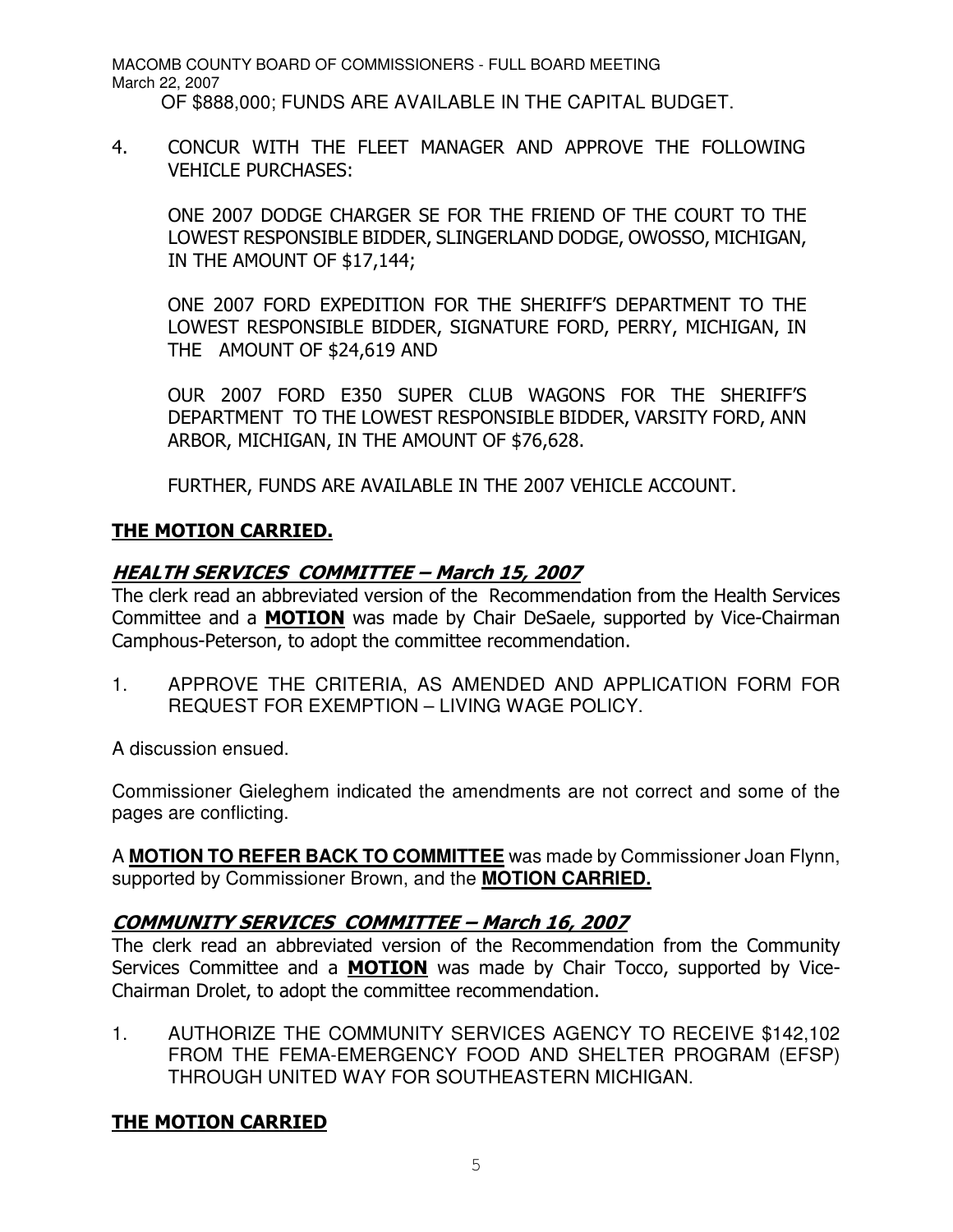OF $888,000; FUNDS ARE AVAILABLE IN THE CAPITAL BUDGET.

4. CONCUR WITH THE FLEET MANAGER AND APPROVE THE FOLLOWING VEHICLE PURCHASES:

   ONE 2007 DODGE CHARGER SE FOR THE FRIEND OF THE COURT TO THE LOWEST RESPONSIBLE BIDDER, SLINGERLAND DODGE, OWOSSO, MICHIGAN, IN THE AMOUNT OF $17,144;

   ONE 2007 FORD EXPEDITION FOR THE SHERIFF'S DEPARTMENT TO THE LOWEST RESPONSIBLE BIDDER, SIGNATURE FORD, PERRY, MICHIGAN, IN THE AMOUNT OF $24,619 AND

   OUR 2007 FORD E350 SUPER CLUB WAGONS FOR THE SHERIFF'S DEPARTMENT TO THE LOWEST RESPONSIBLE BIDDER, VARSITY FORD, ANN ARBOR, MICHIGAN, IN THE AMOUNT OF $76,628.

   FURTHER, FUNDS ARE AVAILABLE IN THE 2007 VEHICLE ACCOUNT.

**THE MOTION CARRIED.**

## *HEALTH SERVICES COMMITTEE – March 15, 2007*

The clerk read an abbreviated version of the Recommendation from the Health Services Committee and a **MOTION** was made by Chair DeSaele, supported by Vice-Chairman Camphous-Peterson, to adopt the committee recommendation.

1. APPROVE THE CRITERIA, AS AMENDED AND APPLICATION FORM FOR REQUEST FOR EXEMPTION – LIVING WAGE POLICY.

A discussion ensued.

Commissioner Gieleghem indicated the amendments are not correct and some of the pages are conflicting.

A **MOTION TO REFER BACK TO COMMITTEE** was made by Commissioner Joan Flynn, supported by Commissioner Brown, and the **MOTION CARRIED.**

## *COMMUNITY SERVICES COMMITTEE – March 16, 2007*

The clerk read an abbreviated version of the Recommendation from the Community Services Committee and a **MOTION** was made by Chair Tocco, supported by Vice-Chairman Drolet, to adopt the committee recommendation.

1. AUTHORIZE THE COMMUNITY SERVICES AGENCY TO RECEIVE $142,102 FROM THE FEMA-EMERGENCY FOOD AND SHELTER PROGRAM (EFSP) THROUGH UNITED WAY FOR SOUTHEASTERN MICHIGAN.

**THE MOTION CARRIED**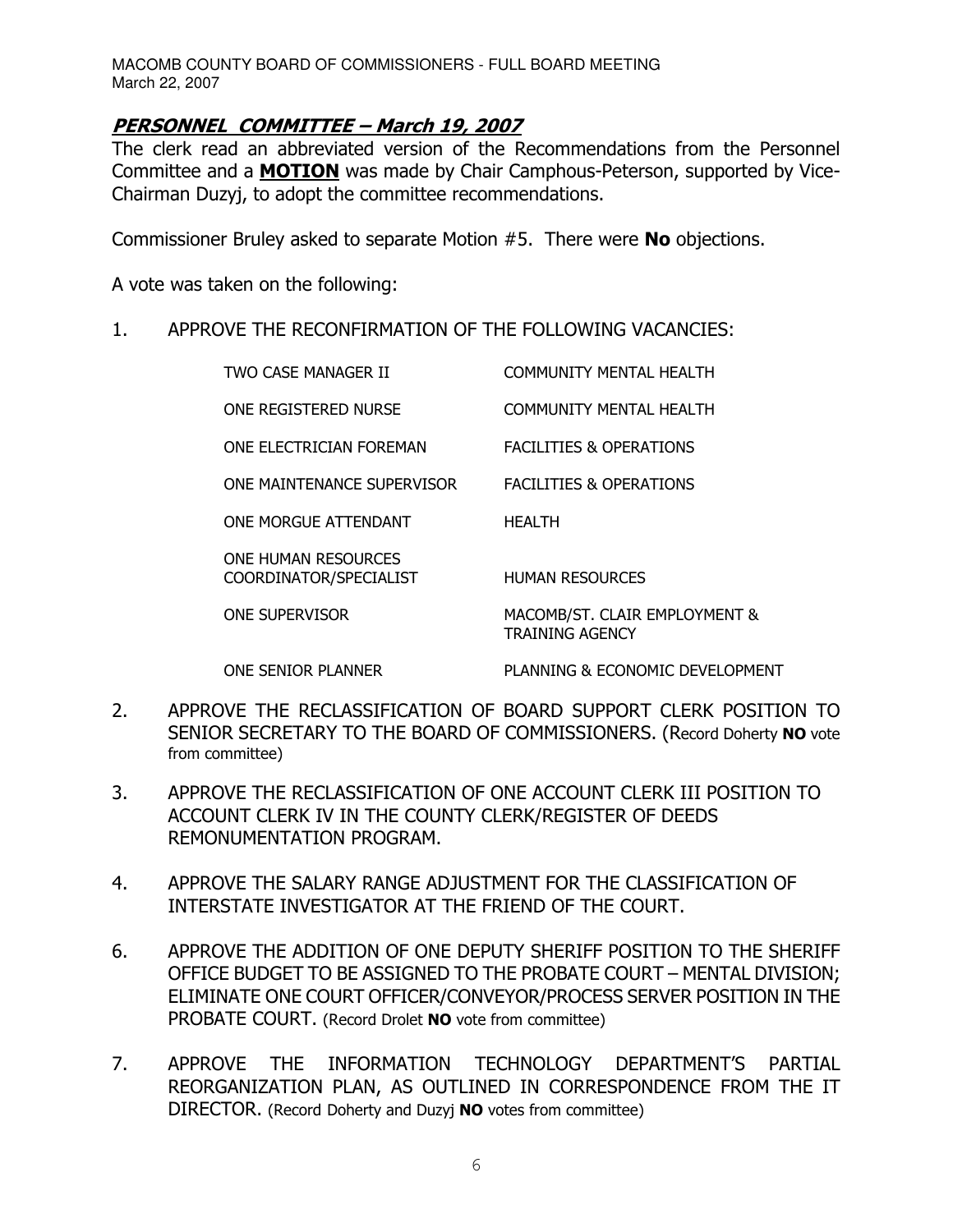## PERSONNEL COMMITTEE – March 19, 2007

The clerk read an abbreviated version of the Recommendations from the Personnel Committee and a **MOTION** was made by Chair Camphous-Peterson, supported by Vice-Chairman Duzyj, to adopt the committee recommendations.

Commissioner Bruley asked to separate Motion #5. There were **No** objections.

A vote was taken on the following:

1. APPROVE THE RECONFIRMATION OF THE FOLLOWING VACANCIES:

| | |
|---|---|
| TWO CASE MANAGER II | COMMUNITY MENTAL HEALTH |
| ONE REGISTERED NURSE | COMMUNITY MENTAL HEALTH |
| ONE ELECTRICIAN FOREMAN | FACILITIES & OPERATIONS |
| ONE MAINTENANCE SUPERVISOR | FACILITIES & OPERATIONS |
| ONE MORGUE ATTENDANT | HEALTH |
| ONE HUMAN RESOURCES COORDINATOR/SPECIALIST | HUMAN RESOURCES |
| ONE SUPERVISOR | MACOMB/ST. CLAIR EMPLOYMENT & TRAINING AGENCY |
| ONE SENIOR PLANNER | PLANNING & ECONOMIC DEVELOPMENT |

2. APPROVE THE RECLASSIFICATION OF BOARD SUPPORT CLERK POSITION TO SENIOR SECRETARY TO THE BOARD OF COMMISSIONERS. (Record Doherty **NO** vote from committee)

3. APPROVE THE RECLASSIFICATION OF ONE ACCOUNT CLERK III POSITION TO ACCOUNT CLERK IV IN THE COUNTY CLERK/REGISTER OF DEEDS REMONUMENTATION PROGRAM.

4. APPROVE THE SALARY RANGE ADJUSTMENT FOR THE CLASSIFICATION OF INTERSTATE INVESTIGATOR AT THE FRIEND OF THE COURT.

6. APPROVE THE ADDITION OF ONE DEPUTY SHERIFF POSITION TO THE SHERIFF OFFICE BUDGET TO BE ASSIGNED TO THE PROBATE COURT – MENTAL DIVISION; ELIMINATE ONE COURT OFFICER/CONVEYOR/PROCESS SERVER POSITION IN THE PROBATE COURT. (Record Drolet **NO** vote from committee)

7. APPROVE THE INFORMATION TECHNOLOGY DEPARTMENT'S PARTIAL REORGANIZATION PLAN, AS OUTLINED IN CORRESPONDENCE FROM THE IT DIRECTOR. (Record Doherty and Duzyj **NO** votes from committee)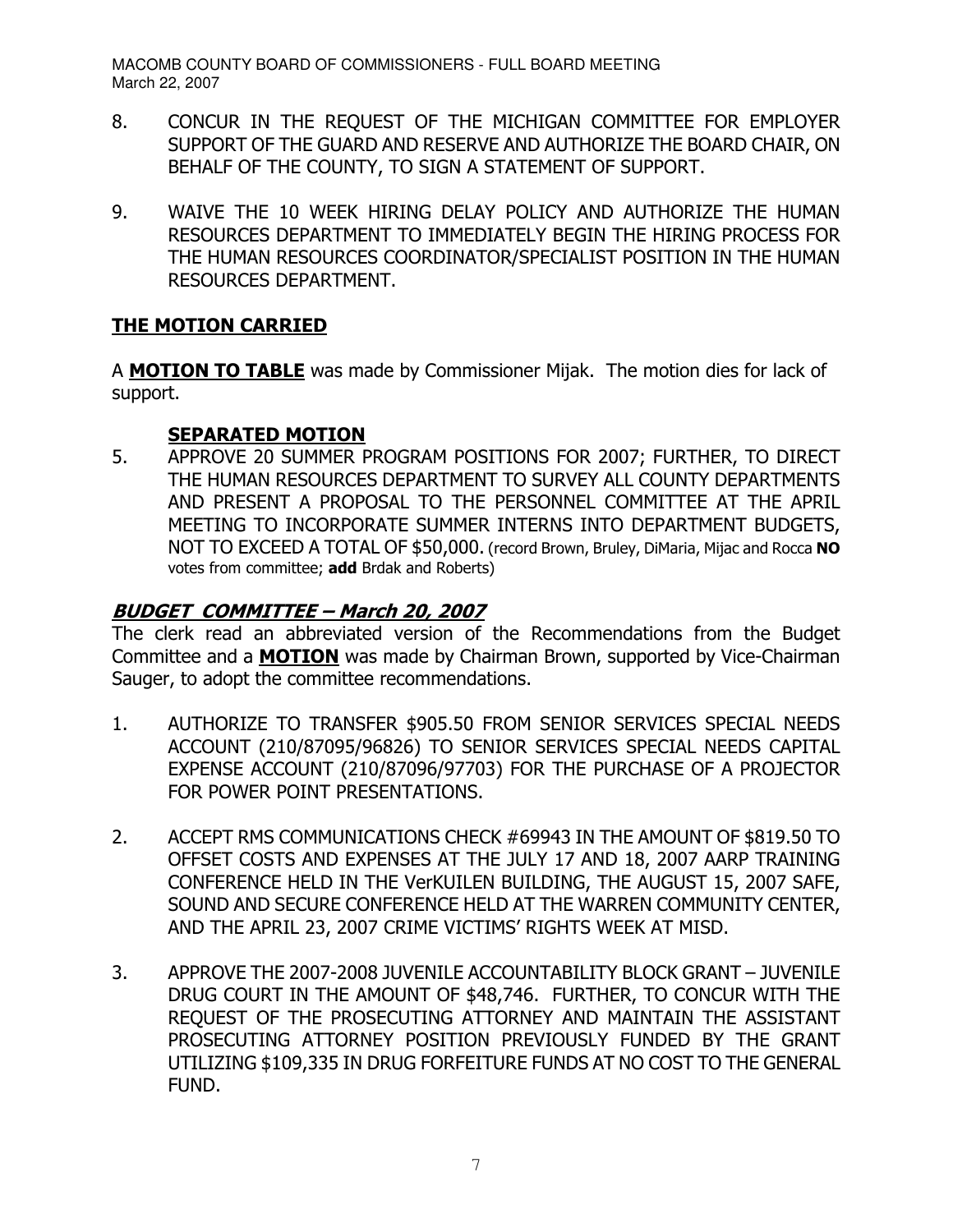8. CONCUR IN THE REQUEST OF THE MICHIGAN COMMITTEE FOR EMPLOYER SUPPORT OF THE GUARD AND RESERVE AND AUTHORIZE THE BOARD CHAIR, ON BEHALF OF THE COUNTY, TO SIGN A STATEMENT OF SUPPORT.

9. WAIVE THE 10 WEEK HIRING DELAY POLICY AND AUTHORIZE THE HUMAN RESOURCES DEPARTMENT TO IMMEDIATELY BEGIN THE HIRING PROCESS FOR THE HUMAN RESOURCES COORDINATOR/SPECIALIST POSITION IN THE HUMAN RESOURCES DEPARTMENT.

**THE MOTION CARRIED**

A **MOTION TO TABLE** was made by Commissioner Mijak. The motion dies for lack of support.

**SEPARATED MOTION**

5. APPROVE 20 SUMMER PROGRAM POSITIONS FOR 2007; FURTHER, TO DIRECT THE HUMAN RESOURCES DEPARTMENT TO SURVEY ALL COUNTY DEPARTMENTS AND PRESENT A PROPOSAL TO THE PERSONNEL COMMITTEE AT THE APRIL MEETING TO INCORPORATE SUMMER INTERNS INTO DEPARTMENT BUDGETS, NOT TO EXCEED A TOTAL OF $50,000. (record Brown, Bruley, DiMaria, Mijac and Rocca **NO** votes from committee; **add** Brdak and Roberts)

## ***BUDGET COMMITTEE – March 20, 2007***

The clerk read an abbreviated version of the Recommendations from the Budget Committee and a **MOTION** was made by Chairman Brown, supported by Vice-Chairman Sauger, to adopt the committee recommendations.

1. AUTHORIZE TO TRANSFER $905.50 FROM SENIOR SERVICES SPECIAL NEEDS ACCOUNT (210/87095/96826) TO SENIOR SERVICES SPECIAL NEEDS CAPITAL EXPENSE ACCOUNT (210/87096/97703) FOR THE PURCHASE OF A PROJECTOR FOR POWER POINT PRESENTATIONS.

2. ACCEPT RMS COMMUNICATIONS CHECK #69943 IN THE AMOUNT OF $819.50 TO OFFSET COSTS AND EXPENSES AT THE JULY 17 AND 18, 2007 AARP TRAINING CONFERENCE HELD IN THE VerKUILEN BUILDING, THE AUGUST 15, 2007 SAFE, SOUND AND SECURE CONFERENCE HELD AT THE WARREN COMMUNITY CENTER, AND THE APRIL 23, 2007 CRIME VICTIMS' RIGHTS WEEK AT MISD.

3. APPROVE THE 2007-2008 JUVENILE ACCOUNTABILITY BLOCK GRANT – JUVENILE DRUG COURT IN THE AMOUNT OF $48,746. FURTHER, TO CONCUR WITH THE REQUEST OF THE PROSECUTING ATTORNEY AND MAINTAIN THE ASSISTANT PROSECUTING ATTORNEY POSITION PREVIOUSLY FUNDED BY THE GRANT UTILIZING $109,335 IN DRUG FORFEITURE FUNDS AT NO COST TO THE GENERAL FUND.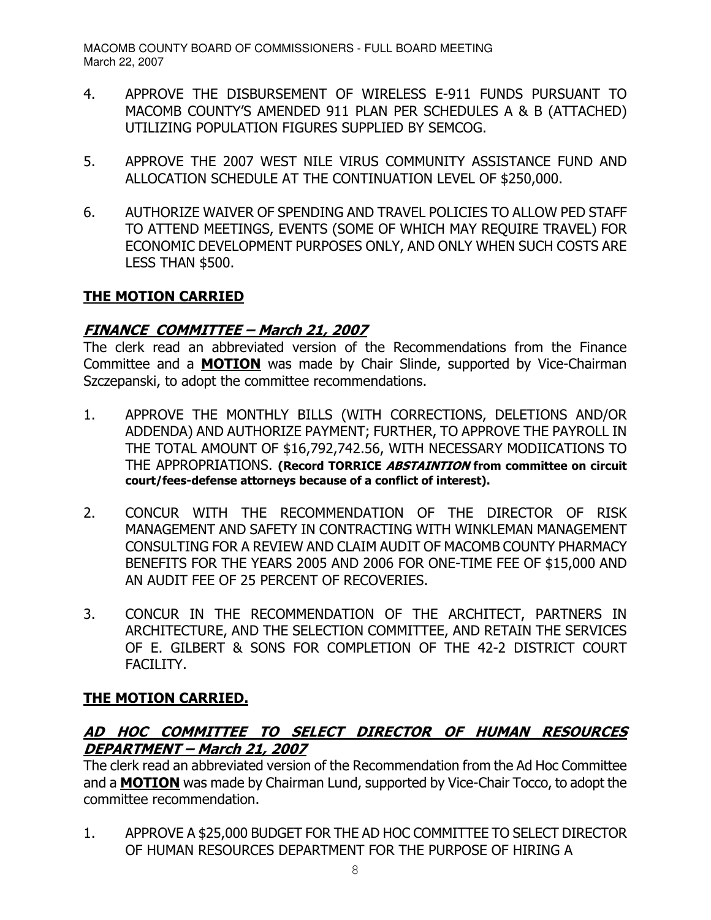4. APPROVE THE DISBURSEMENT OF WIRELESS E-911 FUNDS PURSUANT TO MACOMB COUNTY'S AMENDED 911 PLAN PER SCHEDULES A & B (ATTACHED) UTILIZING POPULATION FIGURES SUPPLIED BY SEMCOG.

5. APPROVE THE 2007 WEST NILE VIRUS COMMUNITY ASSISTANCE FUND AND ALLOCATION SCHEDULE AT THE CONTINUATION LEVEL OF $250,000.

6. AUTHORIZE WAIVER OF SPENDING AND TRAVEL POLICIES TO ALLOW PED STAFF TO ATTEND MEETINGS, EVENTS (SOME OF WHICH MAY REQUIRE TRAVEL) FOR ECONOMIC DEVELOPMENT PURPOSES ONLY, AND ONLY WHEN SUCH COSTS ARE LESS THAN $500.

**THE MOTION CARRIED**

## ***FINANCE COMMITTEE – March 21, 2007***

The clerk read an abbreviated version of the Recommendations from the Finance Committee and a **MOTION** was made by Chair Slinde, supported by Vice-Chairman Szczepanski, to adopt the committee recommendations.

1. APPROVE THE MONTHLY BILLS (WITH CORRECTIONS, DELETIONS AND/OR ADDENDA) AND AUTHORIZE PAYMENT; FURTHER, TO APPROVE THE PAYROLL IN THE TOTAL AMOUNT OF $16,792,742.56, WITH NECESSARY MODIICATIONS TO THE APPROPRIATIONS. **(Record TORRICE *ABSTAINTION* from committee on circuit court/fees-defense attorneys because of a conflict of interest).**

2. CONCUR WITH THE RECOMMENDATION OF THE DIRECTOR OF RISK MANAGEMENT AND SAFETY IN CONTRACTING WITH WINKLEMAN MANAGEMENT CONSULTING FOR A REVIEW AND CLAIM AUDIT OF MACOMB COUNTY PHARMACY BENEFITS FOR THE YEARS 2005 AND 2006 FOR ONE-TIME FEE OF $15,000 AND AN AUDIT FEE OF 25 PERCENT OF RECOVERIES.

3. CONCUR IN THE RECOMMENDATION OF THE ARCHITECT, PARTNERS IN ARCHITECTURE, AND THE SELECTION COMMITTEE, AND RETAIN THE SERVICES OF E. GILBERT & SONS FOR COMPLETION OF THE 42-2 DISTRICT COURT FACILITY.

**THE MOTION CARRIED.**

## ***AD HOC COMMITTEE TO SELECT DIRECTOR OF HUMAN RESOURCES DEPARTMENT – March 21, 2007***

The clerk read an abbreviated version of the Recommendation from the Ad Hoc Committee and a **MOTION** was made by Chairman Lund, supported by Vice-Chair Tocco, to adopt the committee recommendation.

1. APPROVE A $25,000 BUDGET FOR THE AD HOC COMMITTEE TO SELECT DIRECTOR OF HUMAN RESOURCES DEPARTMENT FOR THE PURPOSE OF HIRING A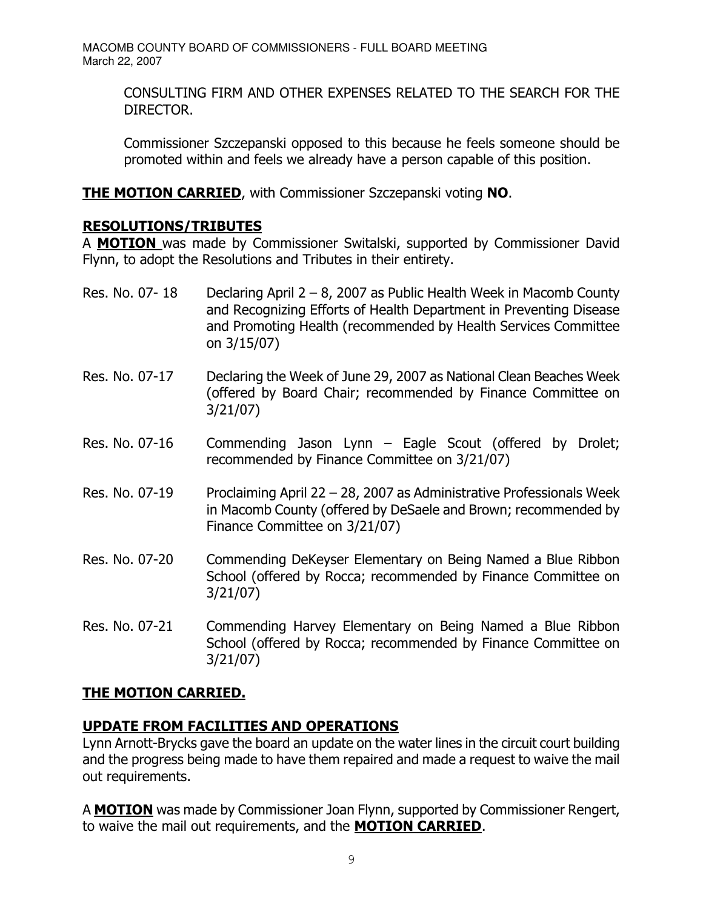CONSULTING FIRM AND OTHER EXPENSES RELATED TO THE SEARCH FOR THE DIRECTOR.

Commissioner Szczepanski opposed to this because he feels someone should be promoted within and feels we already have a person capable of this position.

**THE MOTION CARRIED**, with Commissioner Szczepanski voting **NO**.

## RESOLUTIONS/TRIBUTES

A **MOTION** was made by Commissioner Switalski, supported by Commissioner David Flynn, to adopt the Resolutions and Tributes in their entirety.

Res. No. 07- 18 Declaring April 2 – 8, 2007 as Public Health Week in Macomb County and Recognizing Efforts of Health Department in Preventing Disease and Promoting Health (recommended by Health Services Committee on 3/15/07)

Res. No. 07-17 Declaring the Week of June 29, 2007 as National Clean Beaches Week (offered by Board Chair; recommended by Finance Committee on 3/21/07)

Res. No. 07-16 Commending Jason Lynn – Eagle Scout (offered by Drolet; recommended by Finance Committee on 3/21/07)

Res. No. 07-19 Proclaiming April 22 – 28, 2007 as Administrative Professionals Week in Macomb County (offered by DeSaele and Brown; recommended by Finance Committee on 3/21/07)

Res. No. 07-20 Commending DeKeyser Elementary on Being Named a Blue Ribbon School (offered by Rocca; recommended by Finance Committee on 3/21/07)

Res. No. 07-21 Commending Harvey Elementary on Being Named a Blue Ribbon School (offered by Rocca; recommended by Finance Committee on 3/21/07)

**THE MOTION CARRIED.**

## UPDATE FROM FACILITIES AND OPERATIONS

Lynn Arnott-Brycks gave the board an update on the water lines in the circuit court building and the progress being made to have them repaired and made a request to waive the mail out requirements.

A **MOTION** was made by Commissioner Joan Flynn, supported by Commissioner Rengert, to waive the mail out requirements, and the **MOTION CARRIED**.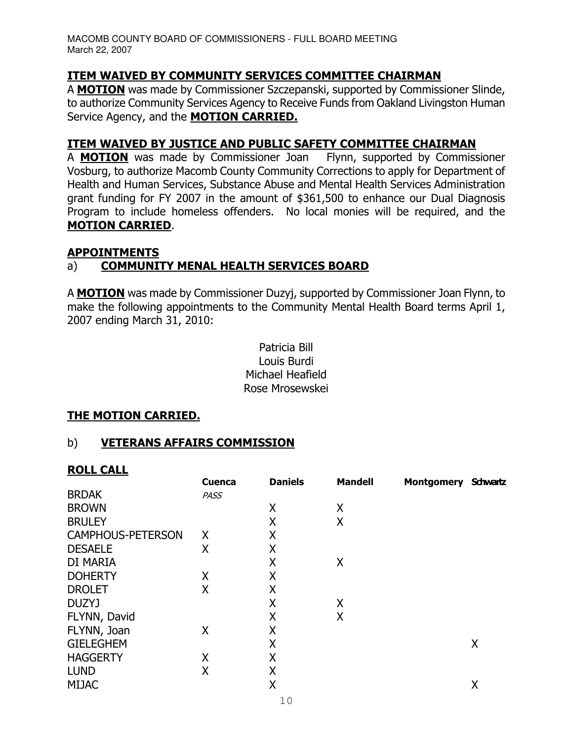**ITEM WAIVED BY COMMUNITY SERVICES COMMITTEE CHAIRMAN**

A **MOTION** was made by Commissioner Szczepanski, supported by Commissioner Slinde, to authorize Community Services Agency to Receive Funds from Oakland Livingston Human Service Agency, and the **MOTION CARRIED.**

**ITEM WAIVED BY JUSTICE AND PUBLIC SAFETY COMMITTEE CHAIRMAN**

A **MOTION** was made by Commissioner Joan Flynn, supported by Commissioner Vosburg, to authorize Macomb County Community Corrections to apply for Department of Health and Human Services, Substance Abuse and Mental Health Services Administration grant funding for FY 2007 in the amount of $361,500 to enhance our Dual Diagnosis Program to include homeless offenders. No local monies will be required, and the **MOTION CARRIED**.

**APPOINTMENTS**

a) **COMMUNITY MENAL HEALTH SERVICES BOARD**

A **MOTION** was made by Commissioner Duzyj, supported by Commissioner Joan Flynn, to make the following appointments to the Community Mental Health Board terms April 1, 2007 ending March 31, 2010:

Patricia Bill
Louis Burdi
Michael Heafield
Rose Mrosewskei

**THE MOTION CARRIED.**

b) **VETERANS AFFAIRS COMMISSION**

**ROLL CALL**

| | Cuenca | Daniels | Mandell | Montgomery | Schwartz |
|---|---|---|---|---|---|
| BRDAK | *PASS* | | | | |
| BROWN | | X | X | | |
| BRULEY | | X | X | | |
| CAMPHOUS-PETERSON | X | X | | | |
| DESAELE | X | X | | | |
| DI MARIA | | X | X | | |
| DOHERTY | X | X | | | |
| DROLET | X | X | | | |
| DUZYJ | | X | X | | |
| FLYNN, David | | X | X | | |
| FLYNN, Joan | X | X | | | |
| GIELEGHEM | | X | | | X |
| HAGGERTY | X | X | | | |
| LUND | X | X | | | |
| MIJAC | | X | | | X |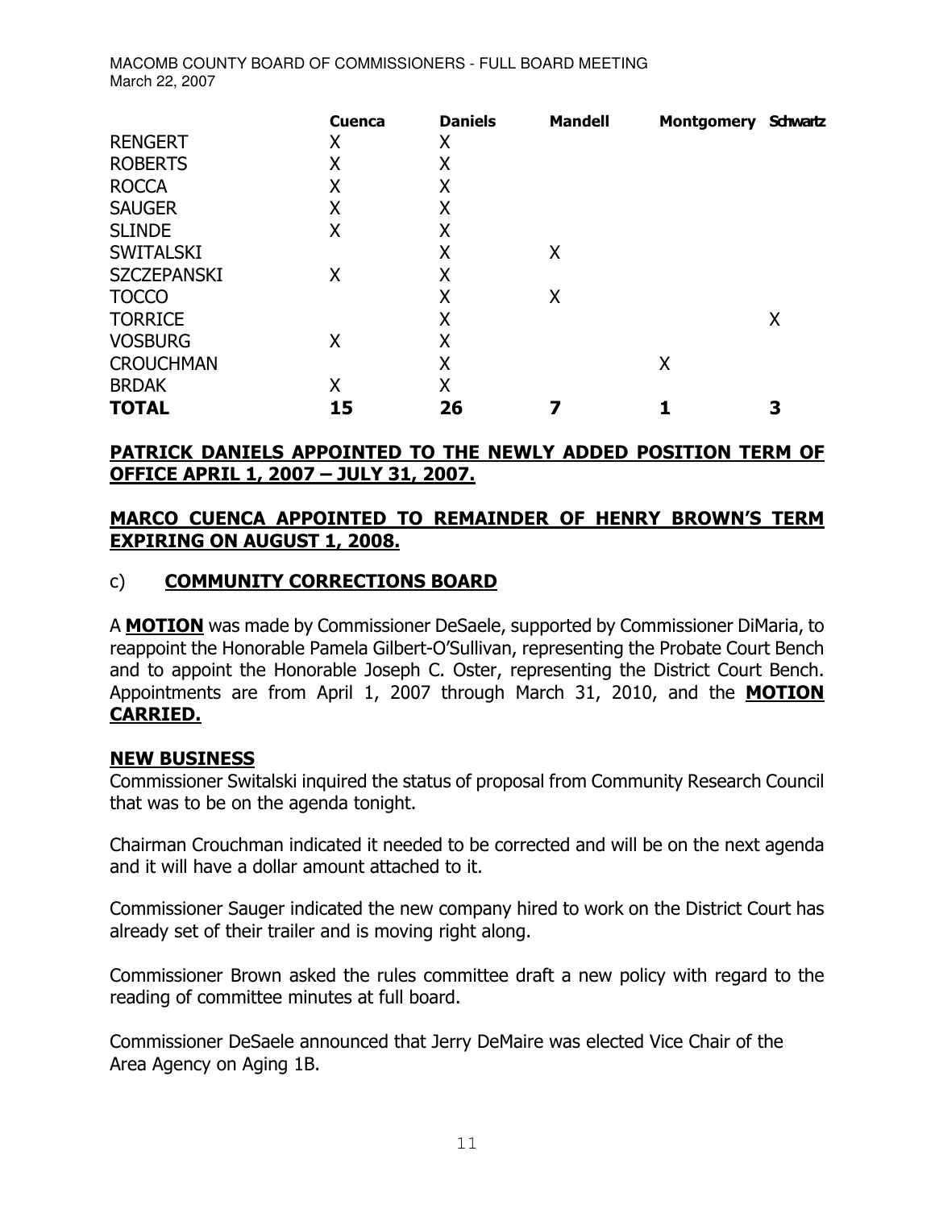| | Cuenca | Daniels | Mandell | Montgomery | Schwartz |
|---|---|---|---|---|---|
| RENGERT | X | X | | | |
| ROBERTS | X | X | | | |
| ROCCA | X | X | | | |
| SAUGER | X | X | | | |
| SLINDE | X | X | | | |
| SWITALSKI | | X | X | | |
| SZCZEPANSKI | X | X | | | |
| TOCCO | | X | X | | |
| TORRICE | | X | | | X |
| VOSBURG | X | X | | | |
| CROUCHMAN | | X | | X | |
| BRDAK | X | X | | | |
| **TOTAL** | **15** | **26** | **7** | **1** | **3** |

**PATRICK DANIELS APPOINTED TO THE NEWLY ADDED POSITION TERM OF OFFICE APRIL 1, 2007 – JULY 31, 2007.**

**MARCO CUENCA APPOINTED TO REMAINDER OF HENRY BROWN'S TERM EXPIRING ON AUGUST 1, 2008.**

c) **COMMUNITY CORRECTIONS BOARD**

A **MOTION** was made by Commissioner DeSaele, supported by Commissioner DiMaria, to reappoint the Honorable Pamela Gilbert-O'Sullivan, representing the Probate Court Bench and to appoint the Honorable Joseph C. Oster, representing the District Court Bench. Appointments are from April 1, 2007 through March 31, 2010, and the **MOTION CARRIED.**

**NEW BUSINESS**

Commissioner Switalski inquired the status of proposal from Community Research Council that was to be on the agenda tonight.

Chairman Crouchman indicated it needed to be corrected and will be on the next agenda and it will have a dollar amount attached to it.

Commissioner Sauger indicated the new company hired to work on the District Court has already set of their trailer and is moving right along.

Commissioner Brown asked the rules committee draft a new policy with regard to the reading of committee minutes at full board.

Commissioner DeSaele announced that Jerry DeMaire was elected Vice Chair of the Area Agency on Aging 1B.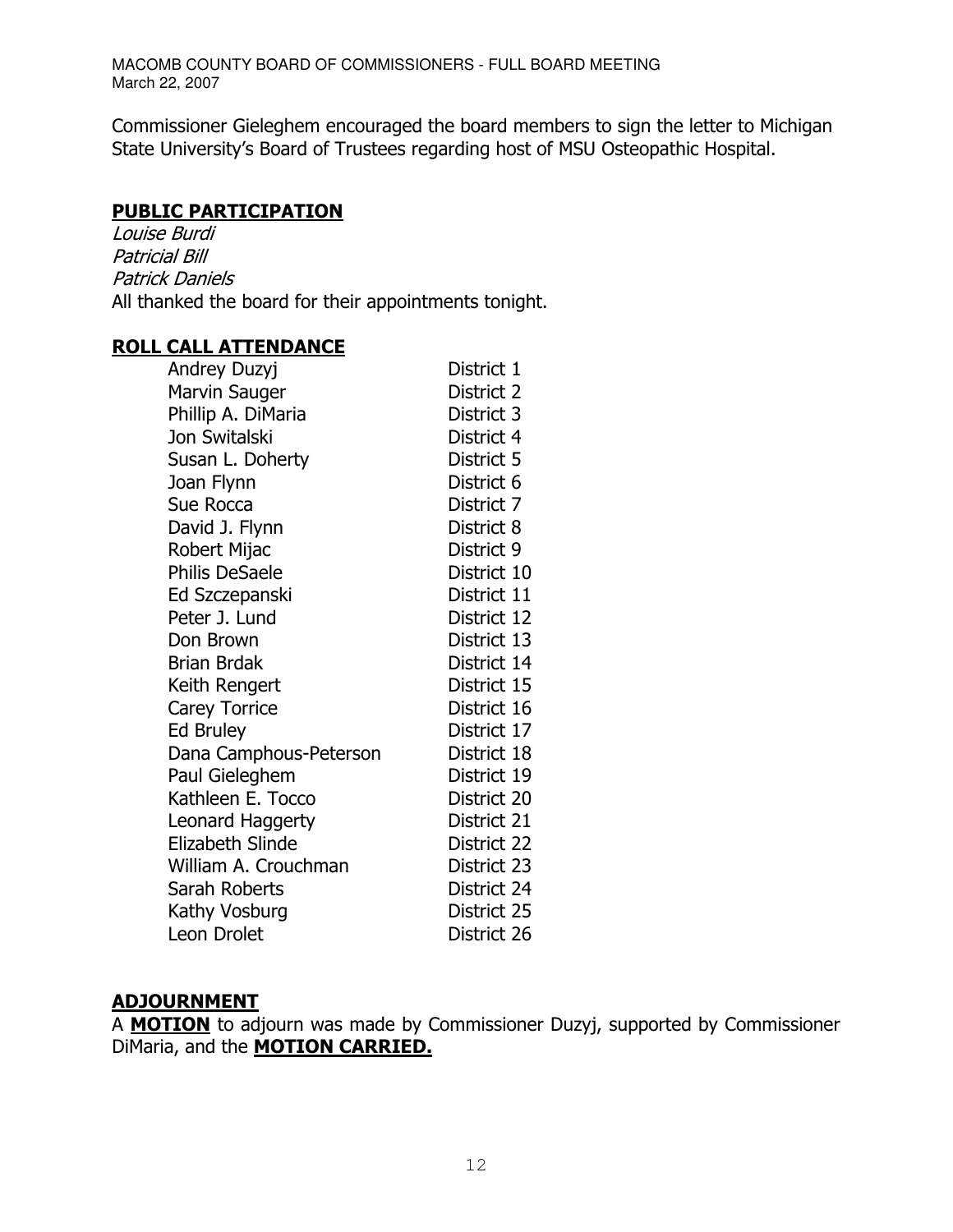Commissioner Gieleghem encouraged the board members to sign the letter to Michigan State University's Board of Trustees regarding host of MSU Osteopathic Hospital.

## PUBLIC PARTICIPATION

*Louise Burdi*
*Patricial Bill*
*Patrick Daniels*
All thanked the board for their appointments tonight.

## ROLL CALL ATTENDANCE

| | |
|---|---|
| Andrey Duzyj | District 1 |
| Marvin Sauger | District 2 |
| Phillip A. DiMaria | District 3 |
| Jon Switalski | District 4 |
| Susan L. Doherty | District 5 |
| Joan Flynn | District 6 |
| Sue Rocca | District 7 |
| David J. Flynn | District 8 |
| Robert Mijac | District 9 |
| Philis DeSaele | District 10 |
| Ed Szczepanski | District 11 |
| Peter J. Lund | District 12 |
| Don Brown | District 13 |
| Brian Brdak | District 14 |
| Keith Rengert | District 15 |
| Carey Torrice | District 16 |
| Ed Bruley | District 17 |
| Dana Camphous-Peterson | District 18 |
| Paul Gieleghem | District 19 |
| Kathleen E. Tocco | District 20 |
| Leonard Haggerty | District 21 |
| Elizabeth Slinde | District 22 |
| William A. Crouchman | District 23 |
| Sarah Roberts | District 24 |
| Kathy Vosburg | District 25 |
| Leon Drolet | District 26 |

## ADJOURNMENT

A **MOTION** to adjourn was made by Commissioner Duzyj, supported by Commissioner DiMaria, and the **MOTION CARRIED.**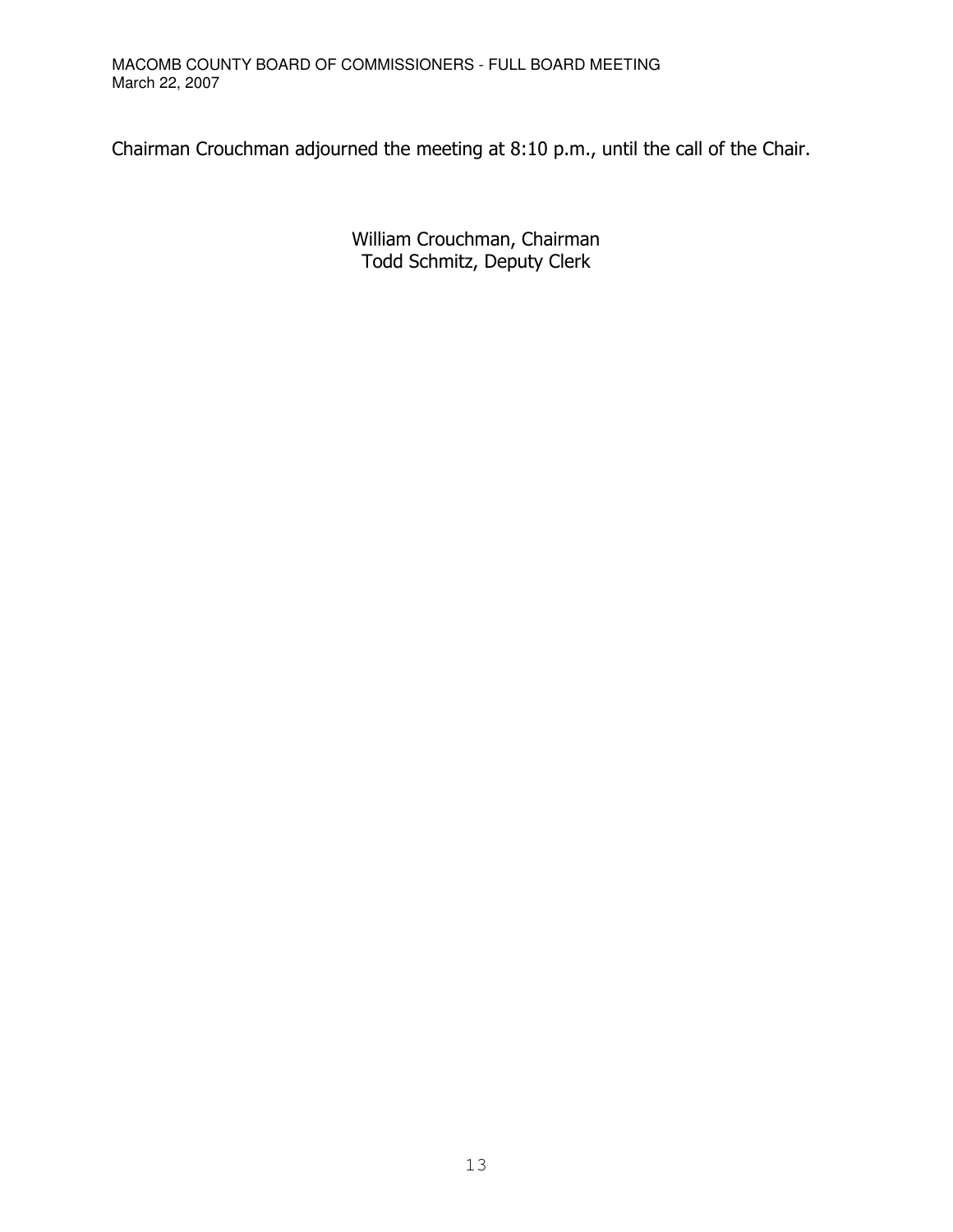Chairman Crouchman adjourned the meeting at 8:10 p.m., until the call of the Chair.

William Crouchman, Chairman
Todd Schmitz, Deputy Clerk